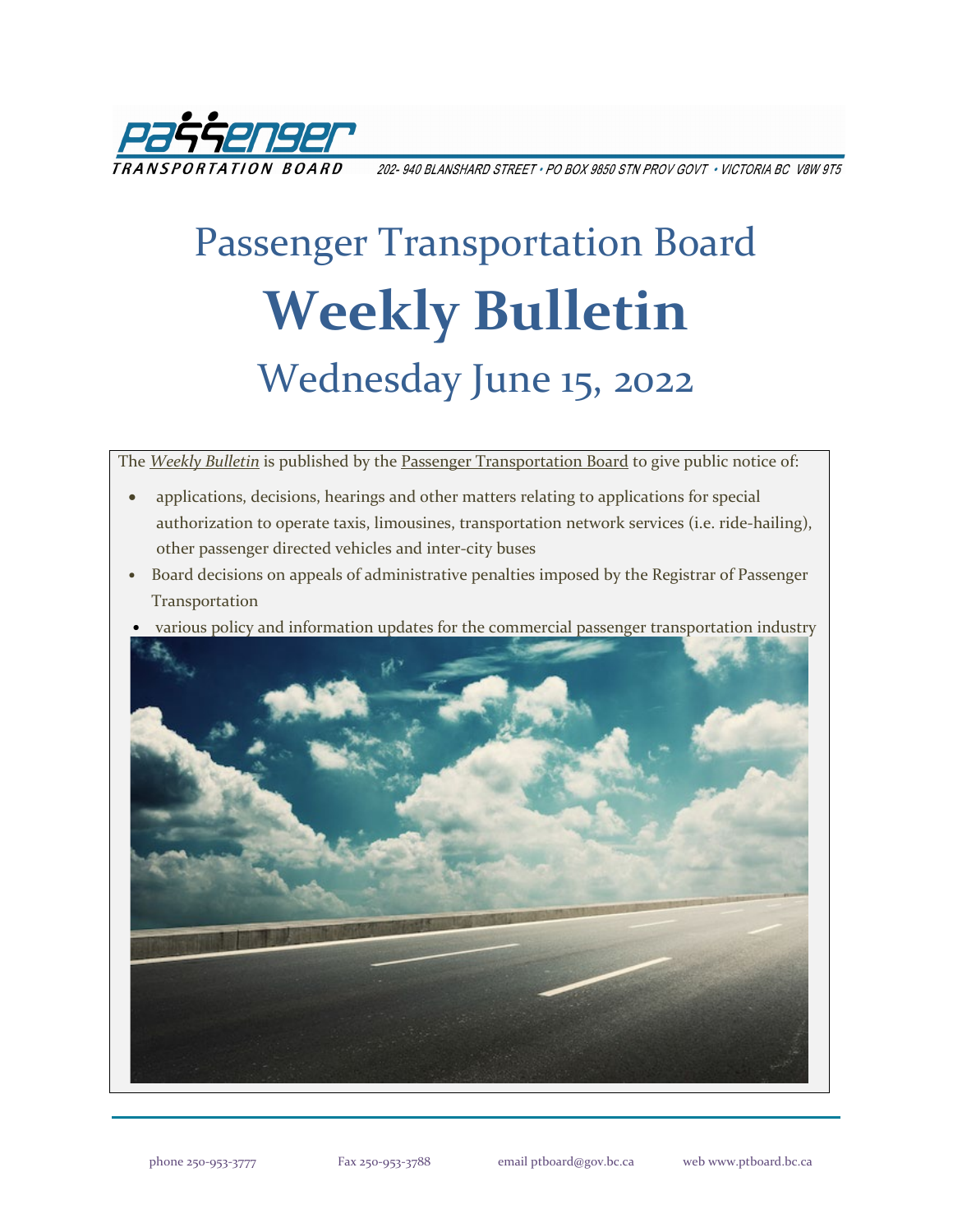Passenger Transportation Board

202- 940 BLANSHARD STREET • PO BOX 9850 STN PROV GOVT • VICTORIA BC V8W 9T5

# Passenger Transportation Board

# **Weekly Bulletin**

## Wednesday June 15, 2022

The *Weekly Bulletin* is published by the Passenger Transportation Board to give public notice of:

- applications, decisions, hearings and other matters relating to applications for special authorization to operate taxis, limousines, transportation network services (i.e. ride-hailing), other passenger directed vehicles and inter-city buses
- Board decisions on appeals of administrative penalties imposed by the Registrar of Passenger Transportation
- various policy and information updates for the commercial passenger transportation industry

phone 250-953-3777 Fax 250-953-3788 email ptboard@gov.bc.ca web www.ptboard.bc.ca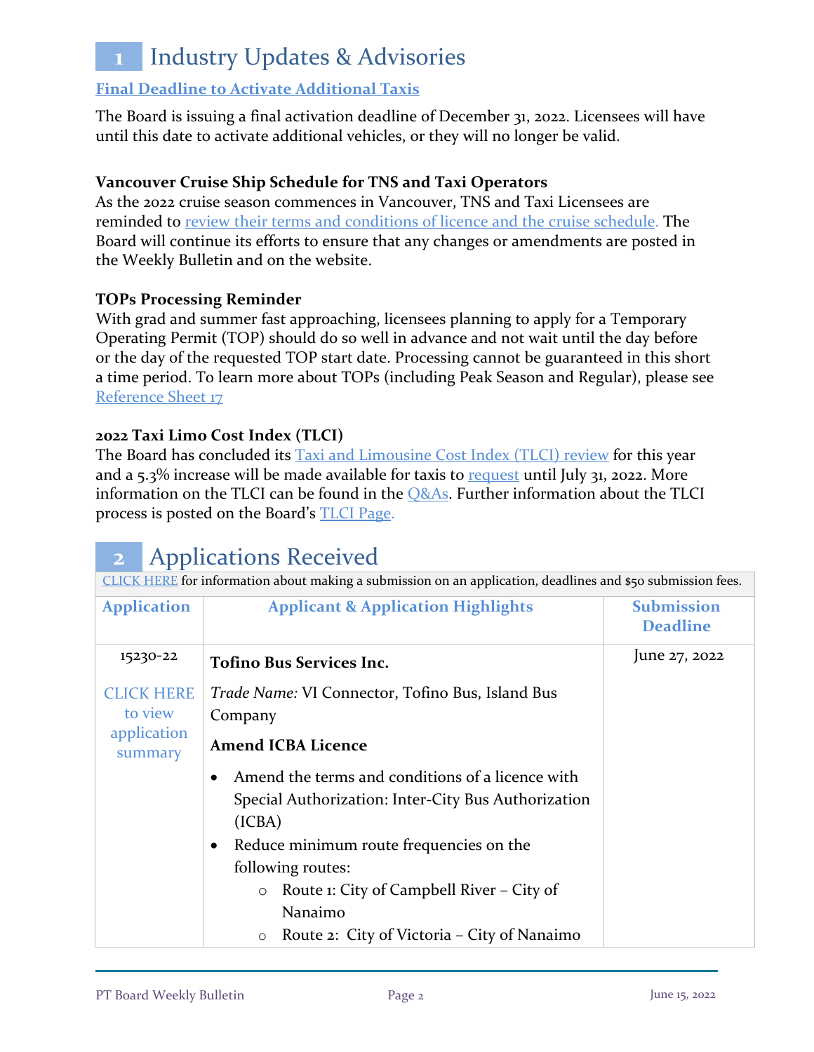# 1 Industry Updates & Advisories

**Final Deadline to Activate Additional Taxis**

The Board is issuing a final activation deadline of December 31, 2022. Licensees will have until this date to activate additional vehicles, or they will no longer be valid.

**Vancouver Cruise Ship Schedule for TNS and Taxi Operators**

As the 2022 cruise season commences in Vancouver, TNS and Taxi Licensees are reminded to review their terms and conditions of licence and the cruise schedule. The Board will continue its efforts to ensure that any changes or amendments are posted in the Weekly Bulletin and on the website.

**TOPs Processing Reminder**

With grad and summer fast approaching, licensees planning to apply for a Temporary Operating Permit (TOP) should do so well in advance and not wait until the day before or the day of the requested TOP start date. Processing cannot be guaranteed in this short a time period. To learn more about TOPs (including Peak Season and Regular), please see Reference Sheet 17

**2022 Taxi Limo Cost Index (TLCI)**

The Board has concluded its Taxi and Limousine Cost Index (TLCI) review for this year and a 5.3% increase will be made available for taxis to request until July 31, 2022. More information on the TLCI can be found in the Q&As. Further information about the TLCI process is posted on the Board's TLCI Page.

# 2 Applications Received

CLICK HERE for information about making a submission on an application, deadlines and $50 submission fees.

| Application | Applicant & Application Highlights | Submission Deadline |
|---|---|---|
| 15230-22<br><br>CLICK HERE to view application summary | **Tofino Bus Services Inc.**<br><br>*Trade Name:* VI Connector, Tofino Bus, Island Bus Company<br><br>**Amend ICBA Licence**<br><br>• Amend the terms and conditions of a licence with Special Authorization: Inter-City Bus Authorization (ICBA)<br>• Reduce minimum route frequencies on the following routes:<br>  ○ Route 1: City of Campbell River – City of Nanaimo<br>  ○ Route 2: City of Victoria – City of Nanaimo | June 27, 2022 |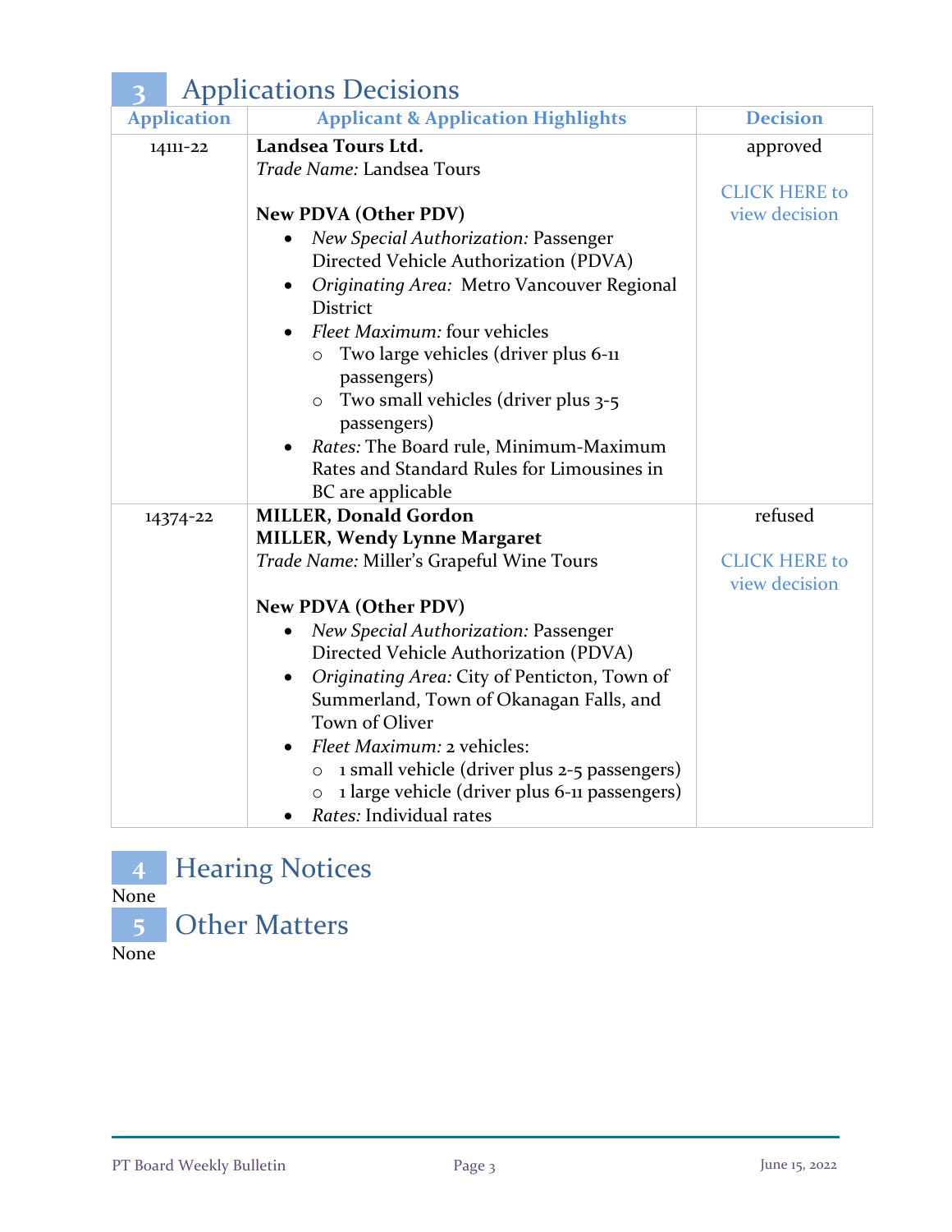## 3 Applications Decisions

| Application | Applicant & Application Highlights | Decision |
|---|---|---|
| 14111-22 | **Landsea Tours Ltd.**<br>*Trade Name:* Landsea Tours<br><br>**New PDVA (Other PDV)**<br>• *New Special Authorization:* Passenger Directed Vehicle Authorization (PDVA)<br>• *Originating Area:* Metro Vancouver Regional District<br>• *Fleet Maximum:* four vehicles<br>  ○ Two large vehicles (driver plus 6-11 passengers)<br>  ○ Two small vehicles (driver plus 3-5 passengers)<br>• *Rates:* The Board rule, Minimum-Maximum Rates and Standard Rules for Limousines in BC are applicable | approved<br><br>CLICK HERE to view decision |
| 14374-22 | **MILLER, Donald Gordon**<br>**MILLER, Wendy Lynne Margaret**<br>*Trade Name:* Miller's Grapeful Wine Tours<br><br>**New PDVA (Other PDV)**<br>• *New Special Authorization:* Passenger Directed Vehicle Authorization (PDVA)<br>• *Originating Area:* City of Penticton, Town of Summerland, Town of Okanagan Falls, and Town of Oliver<br>• *Fleet Maximum:* 2 vehicles:<br>  ○ 1 small vehicle (driver plus 2-5 passengers)<br>  ○ 1 large vehicle (driver plus 6-11 passengers)<br>• *Rates:* Individual rates | refused<br><br>CLICK HERE to view decision |

## 4 Hearing Notices

None

## 5 Other Matters

None